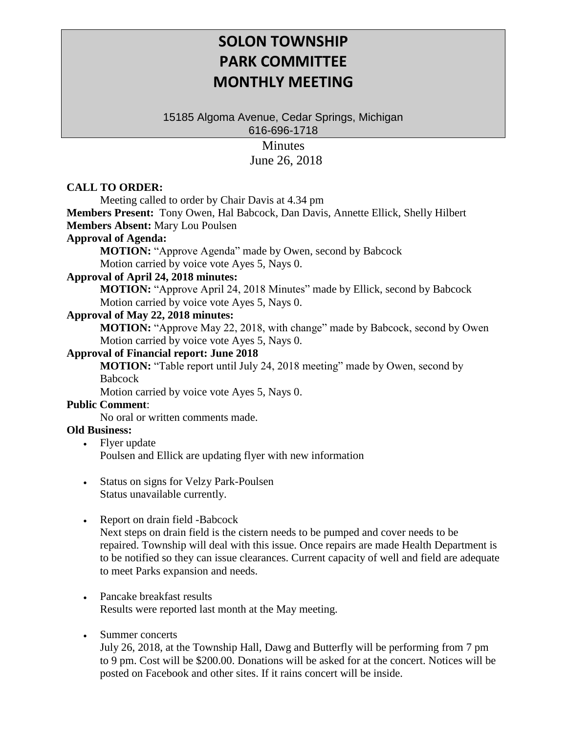# SOLON TOWNSHIP PARK COMMITTEE MONTHLY MEETING

15185 Algoma Avenue, Cedar Springs, Michigan
616-696-1718

Minutes
June 26, 2018

**CALL TO ORDER:**

Meeting called to order by Chair Davis at 4.34 pm

**Members Present:** Tony Owen, Hal Babcock, Dan Davis, Annette Ellick, Shelly Hilbert

**Members Absent:** Mary Lou Poulsen

**Approval of Agenda:**

**MOTION:** "Approve Agenda" made by Owen, second by Babcock
Motion carried by voice vote Ayes 5, Nays 0.

**Approval of April 24, 2018 minutes:**

**MOTION:** "Approve April 24, 2018 Minutes" made by Ellick, second by Babcock
Motion carried by voice vote Ayes 5, Nays 0.

**Approval of May 22, 2018 minutes:**

**MOTION:** "Approve May 22, 2018, with change" made by Babcock, second by Owen
Motion carried by voice vote Ayes 5, Nays 0.

**Approval of Financial report: June 2018**

**MOTION:** "Table report until July 24, 2018 meeting" made by Owen, second by Babcock
Motion carried by voice vote Ayes 5, Nays 0.

**Public Comment**:

No oral or written comments made.

**Old Business:**

- Flyer update
  Poulsen and Ellick are updating flyer with new information

- Status on signs for Velzy Park-Poulsen
  Status unavailable currently.

- Report on drain field -Babcock
  Next steps on drain field is the cistern needs to be pumped and cover needs to be repaired. Township will deal with this issue. Once repairs are made Health Department is to be notified so they can issue clearances. Current capacity of well and field are adequate to meet Parks expansion and needs.

- Pancake breakfast results
  Results were reported last month at the May meeting.

- Summer concerts
  July 26, 2018, at the Township Hall, Dawg and Butterfly will be performing from 7 pm to 9 pm. Cost will be $200.00. Donations will be asked for at the concert. Notices will be posted on Facebook and other sites. If it rains concert will be inside.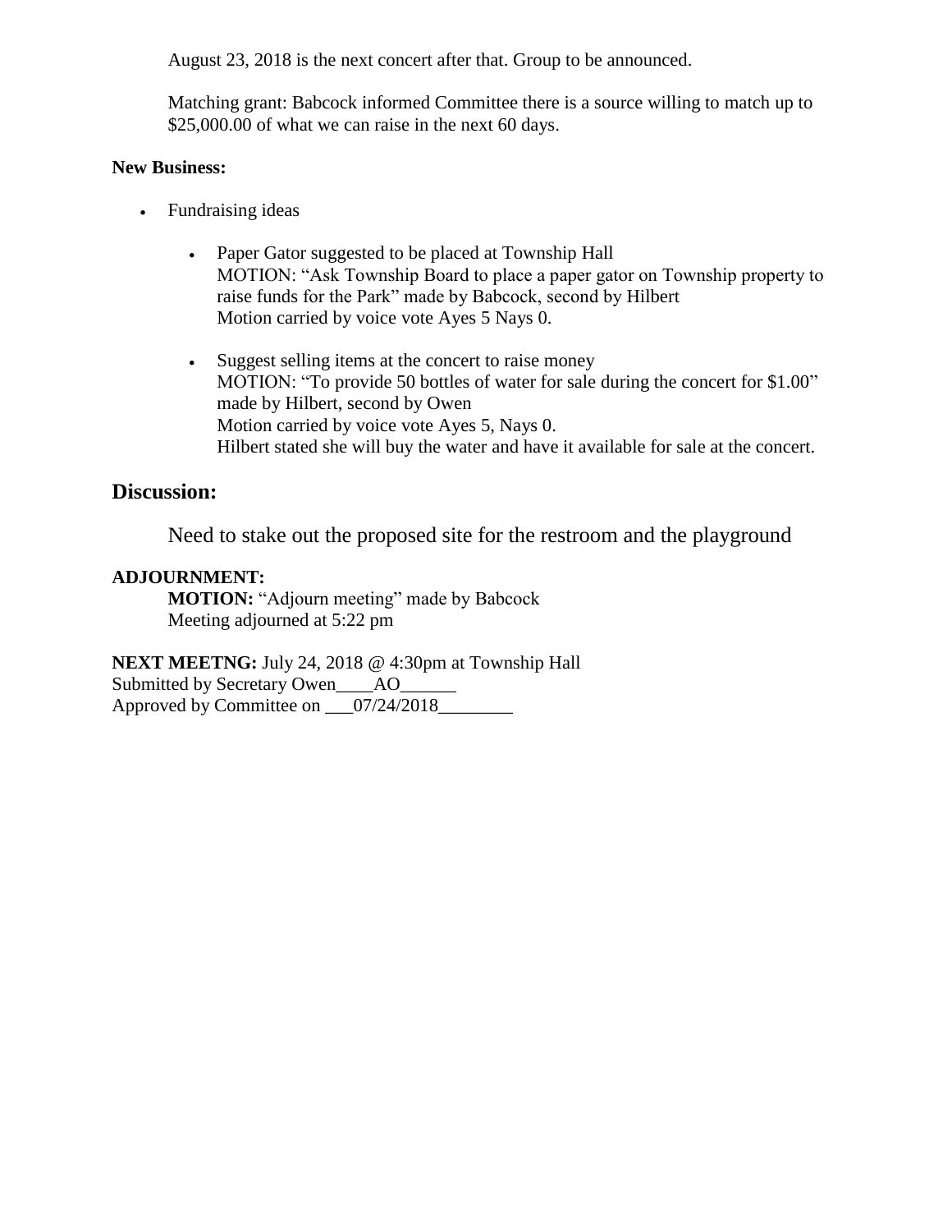August 23, 2018 is the next concert after that. Group to be announced.

Matching grant: Babcock informed Committee there is a source willing to match up to $25,000.00 of what we can raise in the next 60 days.

**New Business:**

- Fundraising ideas
  - Paper Gator suggested to be placed at Township Hall
    MOTION: "Ask Township Board to place a paper gator on Township property to raise funds for the Park" made by Babcock, second by Hilbert
    Motion carried by voice vote Ayes 5 Nays 0.
  - Suggest selling items at the concert to raise money
    MOTION: "To provide 50 bottles of water for sale during the concert for $1.00" made by Hilbert, second by Owen
    Motion carried by voice vote Ayes 5, Nays 0.
    Hilbert stated she will buy the water and have it available for sale at the concert.

## Discussion:

Need to stake out the proposed site for the restroom and the playground

**ADJOURNMENT:**

**MOTION:** "Adjourn meeting" made by Babcock
Meeting adjourned at 5:22 pm

**NEXT MEETNG:** July 24, 2018 @ 4:30pm at Township Hall
Submitted by Secretary Owen____AO______
Approved by Committee on ___07/24/2018________